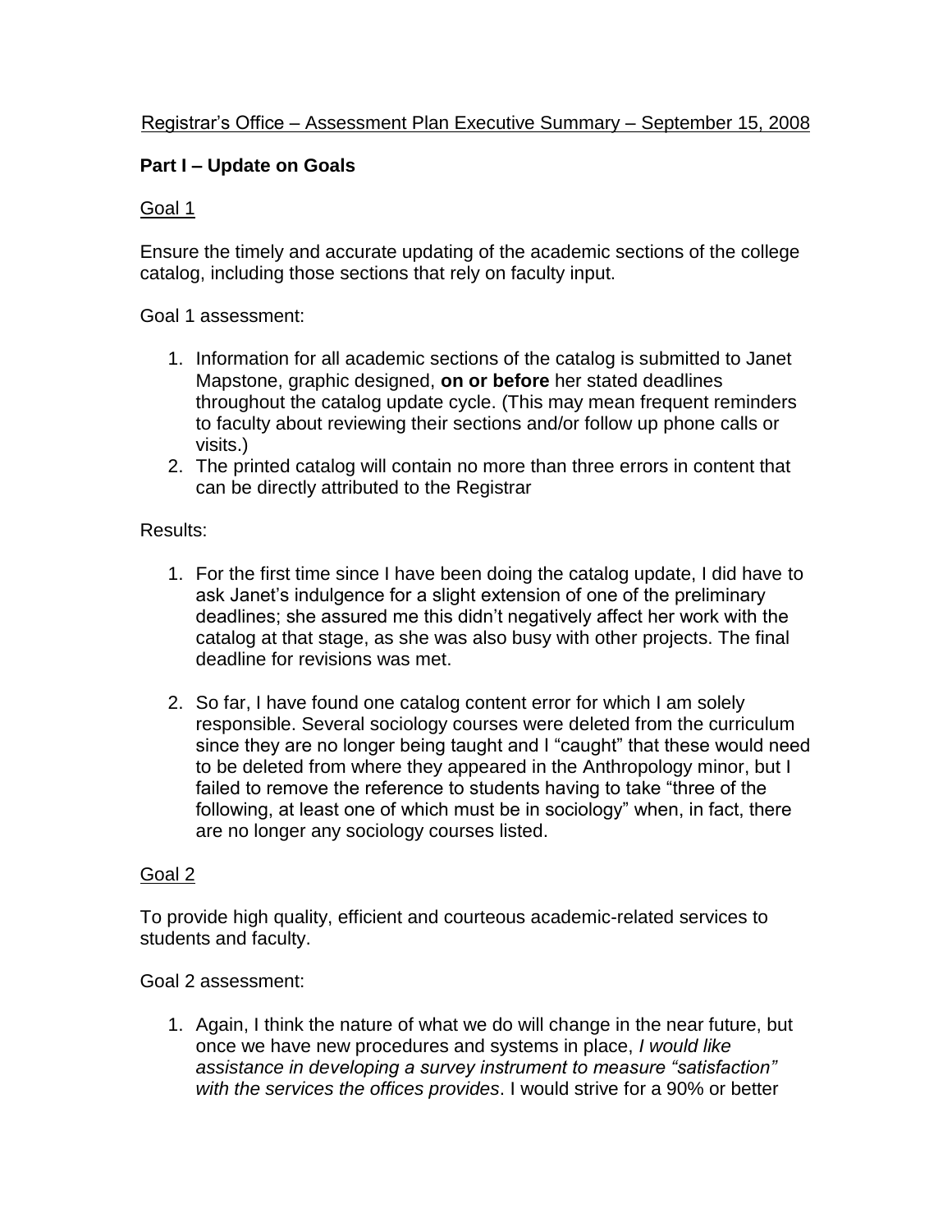Registrar's Office – Assessment Plan Executive Summary – September 15, 2008

**Part I – Update on Goals**

Goal 1

Ensure the timely and accurate updating of the academic sections of the college catalog, including those sections that rely on faculty input.

Goal 1 assessment:

1. Information for all academic sections of the catalog is submitted to Janet Mapstone, graphic designed, **on or before** her stated deadlines throughout the catalog update cycle. (This may mean frequent reminders to faculty about reviewing their sections and/or follow up phone calls or visits.)
2. The printed catalog will contain no more than three errors in content that can be directly attributed to the Registrar

Results:

1. For the first time since I have been doing the catalog update, I did have to ask Janet's indulgence for a slight extension of one of the preliminary deadlines; she assured me this didn't negatively affect her work with the catalog at that stage, as she was also busy with other projects. The final deadline for revisions was met.

2. So far, I have found one catalog content error for which I am solely responsible. Several sociology courses were deleted from the curriculum since they are no longer being taught and I "caught" that these would need to be deleted from where they appeared in the Anthropology minor, but I failed to remove the reference to students having to take "three of the following, at least one of which must be in sociology" when, in fact, there are no longer any sociology courses listed.

Goal 2

To provide high quality, efficient and courteous academic-related services to students and faculty.

Goal 2 assessment:

1. Again, I think the nature of what we do will change in the near future, but once we have new procedures and systems in place, *I would like assistance in developing a survey instrument to measure "satisfaction" with the services the offices provides*. I would strive for a 90% or better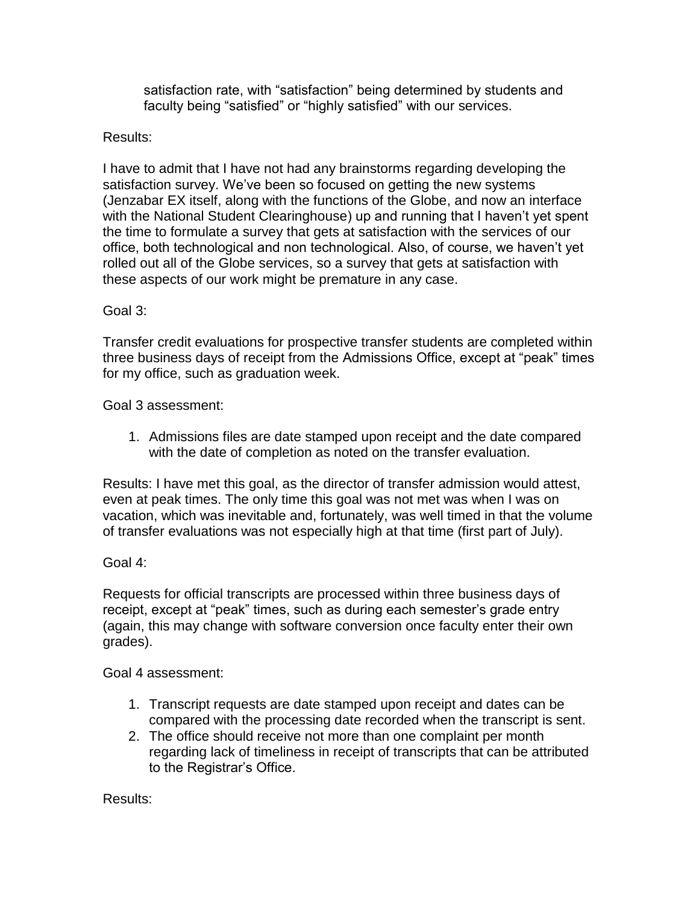satisfaction rate, with “satisfaction” being determined by students and faculty being “satisfied” or “highly satisfied” with our services.

Results:

I have to admit that I have not had any brainstorms regarding developing the satisfaction survey. We’ve been so focused on getting the new systems (Jenzabar EX itself, along with the functions of the Globe, and now an interface with the National Student Clearinghouse) up and running that I haven’t yet spent the time to formulate a survey that gets at satisfaction with the services of our office, both technological and non technological. Also, of course, we haven’t yet rolled out all of the Globe services, so a survey that gets at satisfaction with these aspects of our work might be premature in any case.

Goal 3:

Transfer credit evaluations for prospective transfer students are completed within three business days of receipt from the Admissions Office, except at “peak” times for my office, such as graduation week.

Goal 3 assessment:

1. Admissions files are date stamped upon receipt and the date compared with the date of completion as noted on the transfer evaluation.

Results: I have met this goal, as the director of transfer admission would attest, even at peak times. The only time this goal was not met was when I was on vacation, which was inevitable and, fortunately, was well timed in that the volume of transfer evaluations was not especially high at that time (first part of July).

Goal 4:

Requests for official transcripts are processed within three business days of receipt, except at “peak” times, such as during each semester’s grade entry (again, this may change with software conversion once faculty enter their own grades).

Goal 4 assessment:

1. Transcript requests are date stamped upon receipt and dates can be compared with the processing date recorded when the transcript is sent.
2. The office should receive not more than one complaint per month regarding lack of timeliness in receipt of transcripts that can be attributed to the Registrar’s Office.

Results: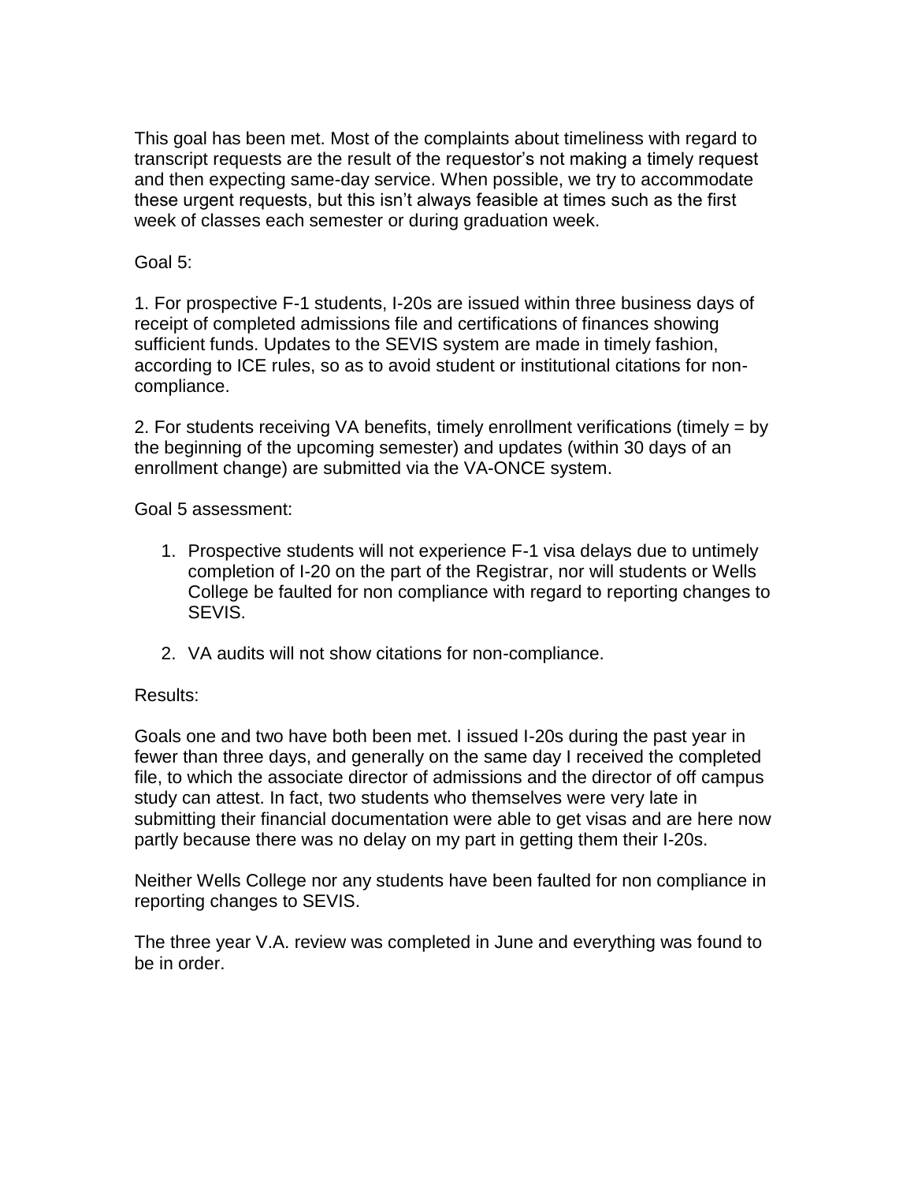This goal has been met. Most of the complaints about timeliness with regard to transcript requests are the result of the requestor's not making a timely request and then expecting same-day service. When possible, we try to accommodate these urgent requests, but this isn't always feasible at times such as the first week of classes each semester or during graduation week.

Goal 5:

1. For prospective F-1 students, I-20s are issued within three business days of receipt of completed admissions file and certifications of finances showing sufficient funds. Updates to the SEVIS system are made in timely fashion, according to ICE rules, so as to avoid student or institutional citations for non-compliance.

2. For students receiving VA benefits, timely enrollment verifications (timely = by the beginning of the upcoming semester) and updates (within 30 days of an enrollment change) are submitted via the VA-ONCE system.

Goal 5 assessment:

1. Prospective students will not experience F-1 visa delays due to untimely completion of I-20 on the part of the Registrar, nor will students or Wells College be faulted for non compliance with regard to reporting changes to SEVIS.

2. VA audits will not show citations for non-compliance.

Results:

Goals one and two have both been met. I issued I-20s during the past year in fewer than three days, and generally on the same day I received the completed file, to which the associate director of admissions and the director of off campus study can attest. In fact, two students who themselves were very late in submitting their financial documentation were able to get visas and are here now partly because there was no delay on my part in getting them their I-20s.

Neither Wells College nor any students have been faulted for non compliance in reporting changes to SEVIS.

The three year V.A. review was completed in June and everything was found to be in order.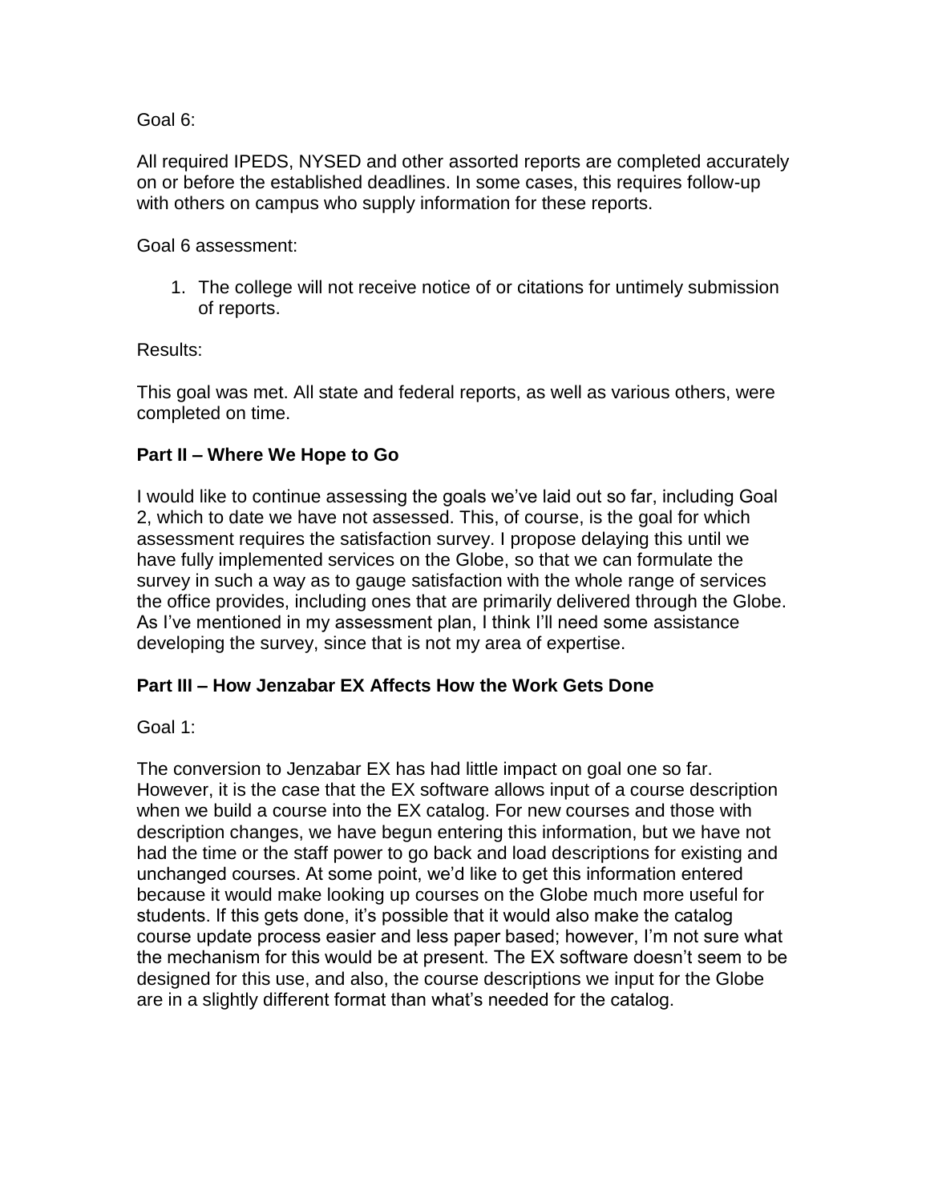Goal 6:

All required IPEDS, NYSED and other assorted reports are completed accurately on or before the established deadlines. In some cases, this requires follow-up with others on campus who supply information for these reports.

Goal 6 assessment:

1. The college will not receive notice of or citations for untimely submission of reports.

Results:

This goal was met. All state and federal reports, as well as various others, were completed on time.

## Part II – Where We Hope to Go

I would like to continue assessing the goals we've laid out so far, including Goal 2, which to date we have not assessed. This, of course, is the goal for which assessment requires the satisfaction survey. I propose delaying this until we have fully implemented services on the Globe, so that we can formulate the survey in such a way as to gauge satisfaction with the whole range of services the office provides, including ones that are primarily delivered through the Globe. As I've mentioned in my assessment plan, I think I'll need some assistance developing the survey, since that is not my area of expertise.

## Part III – How Jenzabar EX Affects How the Work Gets Done

Goal 1:

The conversion to Jenzabar EX has had little impact on goal one so far. However, it is the case that the EX software allows input of a course description when we build a course into the EX catalog. For new courses and those with description changes, we have begun entering this information, but we have not had the time or the staff power to go back and load descriptions for existing and unchanged courses. At some point, we'd like to get this information entered because it would make looking up courses on the Globe much more useful for students. If this gets done, it's possible that it would also make the catalog course update process easier and less paper based; however, I'm not sure what the mechanism for this would be at present. The EX software doesn't seem to be designed for this use, and also, the course descriptions we input for the Globe are in a slightly different format than what's needed for the catalog.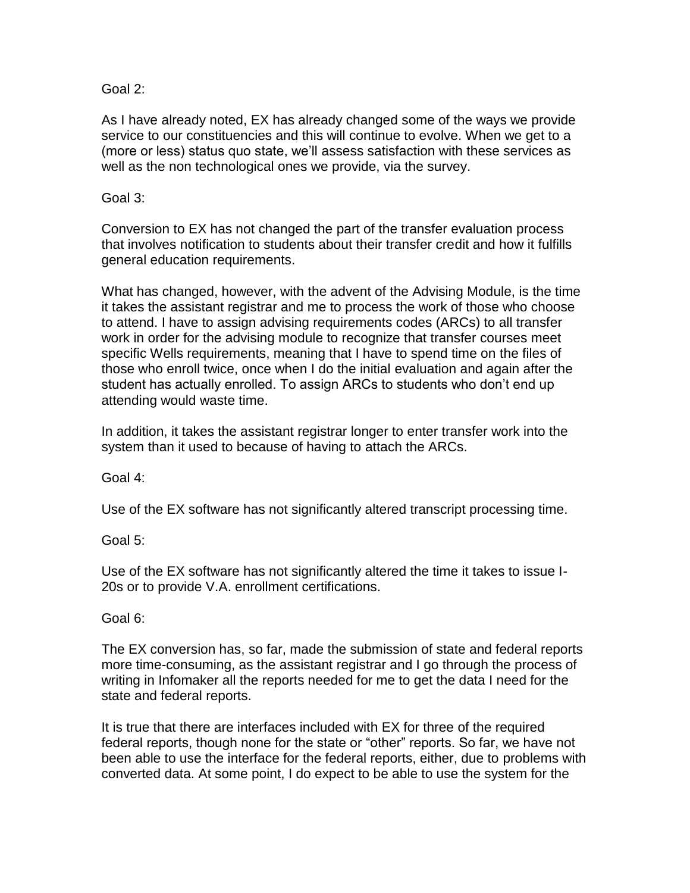Goal 2:

As I have already noted, EX has already changed some of the ways we provide service to our constituencies and this will continue to evolve. When we get to a (more or less) status quo state, we'll assess satisfaction with these services as well as the non technological ones we provide, via the survey.

Goal 3:

Conversion to EX has not changed the part of the transfer evaluation process that involves notification to students about their transfer credit and how it fulfills general education requirements.

What has changed, however, with the advent of the Advising Module, is the time it takes the assistant registrar and me to process the work of those who choose to attend. I have to assign advising requirements codes (ARCs) to all transfer work in order for the advising module to recognize that transfer courses meet specific Wells requirements, meaning that I have to spend time on the files of those who enroll twice, once when I do the initial evaluation and again after the student has actually enrolled. To assign ARCs to students who don't end up attending would waste time.

In addition, it takes the assistant registrar longer to enter transfer work into the system than it used to because of having to attach the ARCs.

Goal 4:

Use of the EX software has not significantly altered transcript processing time.

Goal 5:

Use of the EX software has not significantly altered the time it takes to issue I-20s or to provide V.A. enrollment certifications.

Goal 6:

The EX conversion has, so far, made the submission of state and federal reports more time-consuming, as the assistant registrar and I go through the process of writing in Infomaker all the reports needed for me to get the data I need for the state and federal reports.

It is true that there are interfaces included with EX for three of the required federal reports, though none for the state or "other" reports. So far, we have not been able to use the interface for the federal reports, either, due to problems with converted data. At some point, I do expect to be able to use the system for the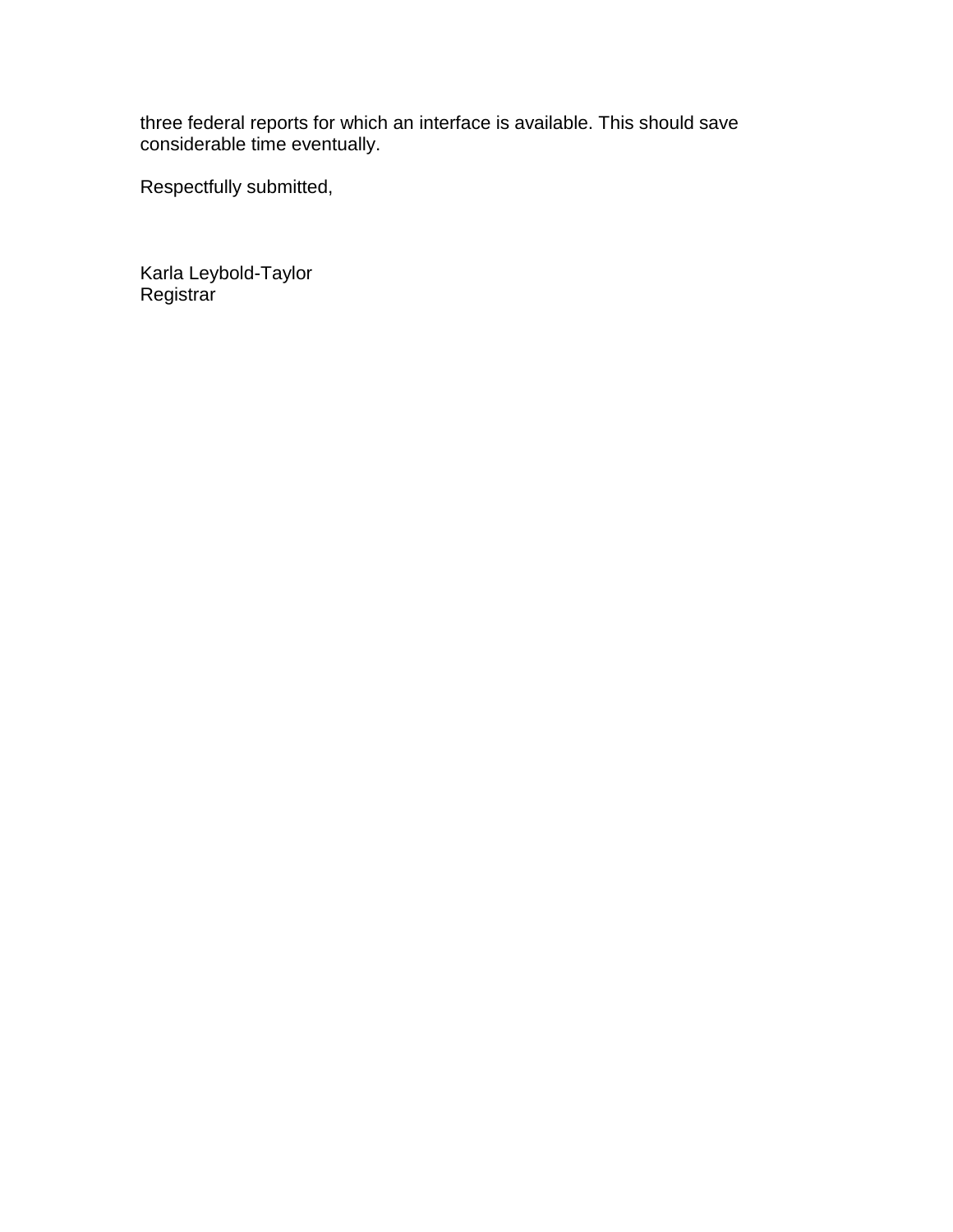three federal reports for which an interface is available. This should save considerable time eventually.

Respectfully submitted,

Karla Leybold-Taylor
Registrar